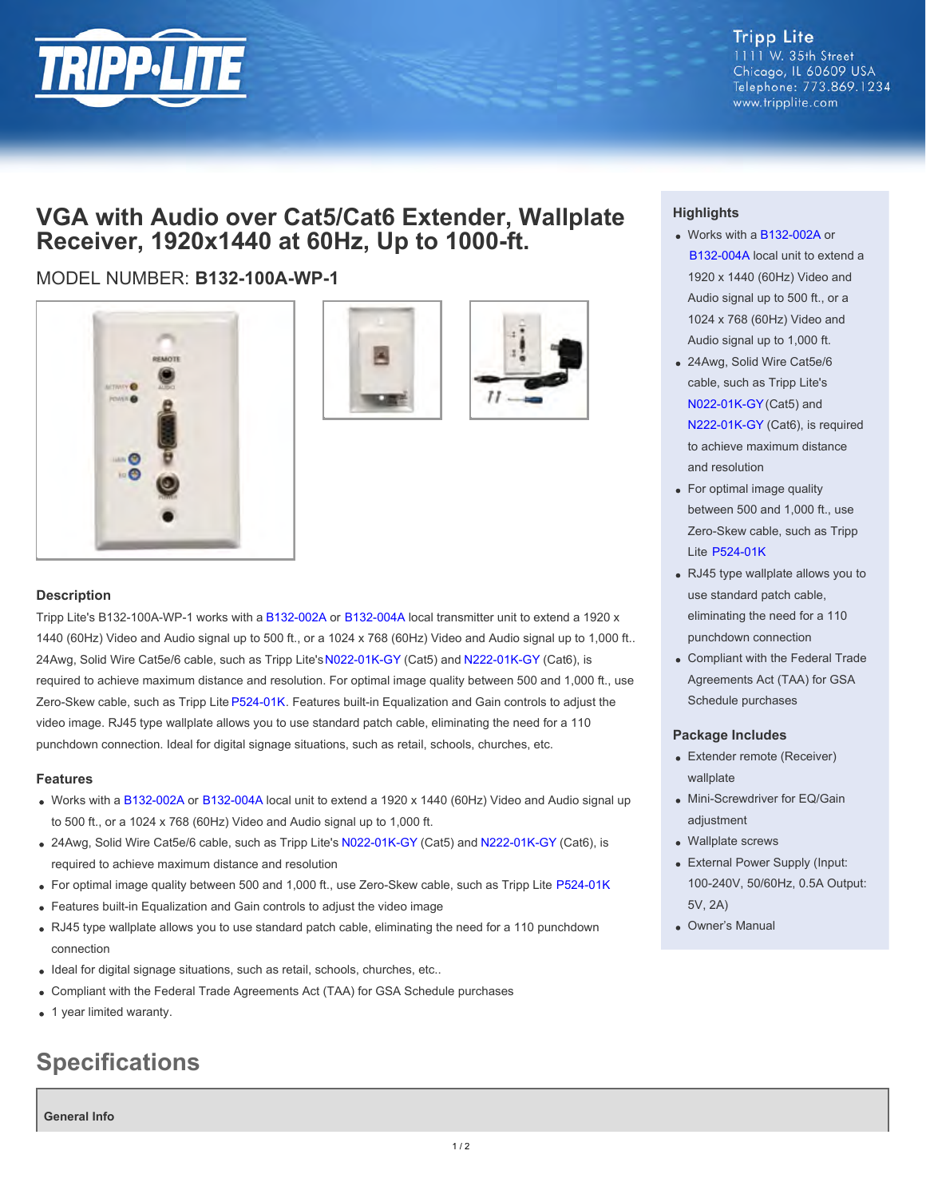Tripp Lite
1111 W. 35th Street
Chicago, IL 60609 USA
Telephone: 773.869.1234
www.tripplite.com

# VGA with Audio over Cat5/Cat6 Extender, Wallplate Receiver, 1920x1440 at 60Hz, Up to 1000-ft.

MODEL NUMBER: **B132-100A-WP-1**

## Description

Tripp Lite's B132-100A-WP-1 works with a B132-002A or B132-004A local transmitter unit to extend a 1920 x 1440 (60Hz) Video and Audio signal up to 500 ft., or a 1024 x 768 (60Hz) Video and Audio signal up to 1,000 ft.. 24Awg, Solid Wire Cat5e/6 cable, such as Tripp Lite's N022-01K-GY (Cat5) and N222-01K-GY (Cat6), is required to achieve maximum distance and resolution. For optimal image quality between 500 and 1,000 ft., use Zero-Skew cable, such as Tripp Lite P524-01K. Features built-in Equalization and Gain controls to adjust the video image. RJ45 type wallplate allows you to use standard patch cable, eliminating the need for a 110 punchdown connection. Ideal for digital signage situations, such as retail, schools, churches, etc.

## Features

- Works with a B132-002A or B132-004A local unit to extend a 1920 x 1440 (60Hz) Video and Audio signal up to 500 ft., or a 1024 x 768 (60Hz) Video and Audio signal up to 1,000 ft.
- 24Awg, Solid Wire Cat5e/6 cable, such as Tripp Lite's N022-01K-GY (Cat5) and N222-01K-GY (Cat6), is required to achieve maximum distance and resolution
- For optimal image quality between 500 and 1,000 ft., use Zero-Skew cable, such as Tripp Lite P524-01K
- Features built-in Equalization and Gain controls to adjust the video image
- RJ45 type wallplate allows you to use standard patch cable, eliminating the need for a 110 punchdown connection
- Ideal for digital signage situations, such as retail, schools, churches, etc..
- Compliant with the Federal Trade Agreements Act (TAA) for GSA Schedule purchases
- 1 year limited warranty.

## Highlights

- Works with a B132-002A or B132-004A local unit to extend a 1920 x 1440 (60Hz) Video and Audio signal up to 500 ft., or a 1024 x 768 (60Hz) Video and Audio signal up to 1,000 ft.
- 24Awg, Solid Wire Cat5e/6 cable, such as Tripp Lite's N022-01K-GY (Cat5) and N222-01K-GY (Cat6), is required to achieve maximum distance and resolution
- For optimal image quality between 500 and 1,000 ft., use Zero-Skew cable, such as Tripp Lite P524-01K
- RJ45 type wallplate allows you to use standard patch cable, eliminating the need for a 110 punchdown connection
- Compliant with the Federal Trade Agreements Act (TAA) for GSA Schedule purchases

## Package Includes

- Extender remote (Receiver) wallplate
- Mini-Screwdriver for EQ/Gain adjustment
- Wallplate screws
- External Power Supply (Input: 100-240V, 50/60Hz, 0.5A Output: 5V, 2A)
- Owner's Manual

# Specifications

### General Info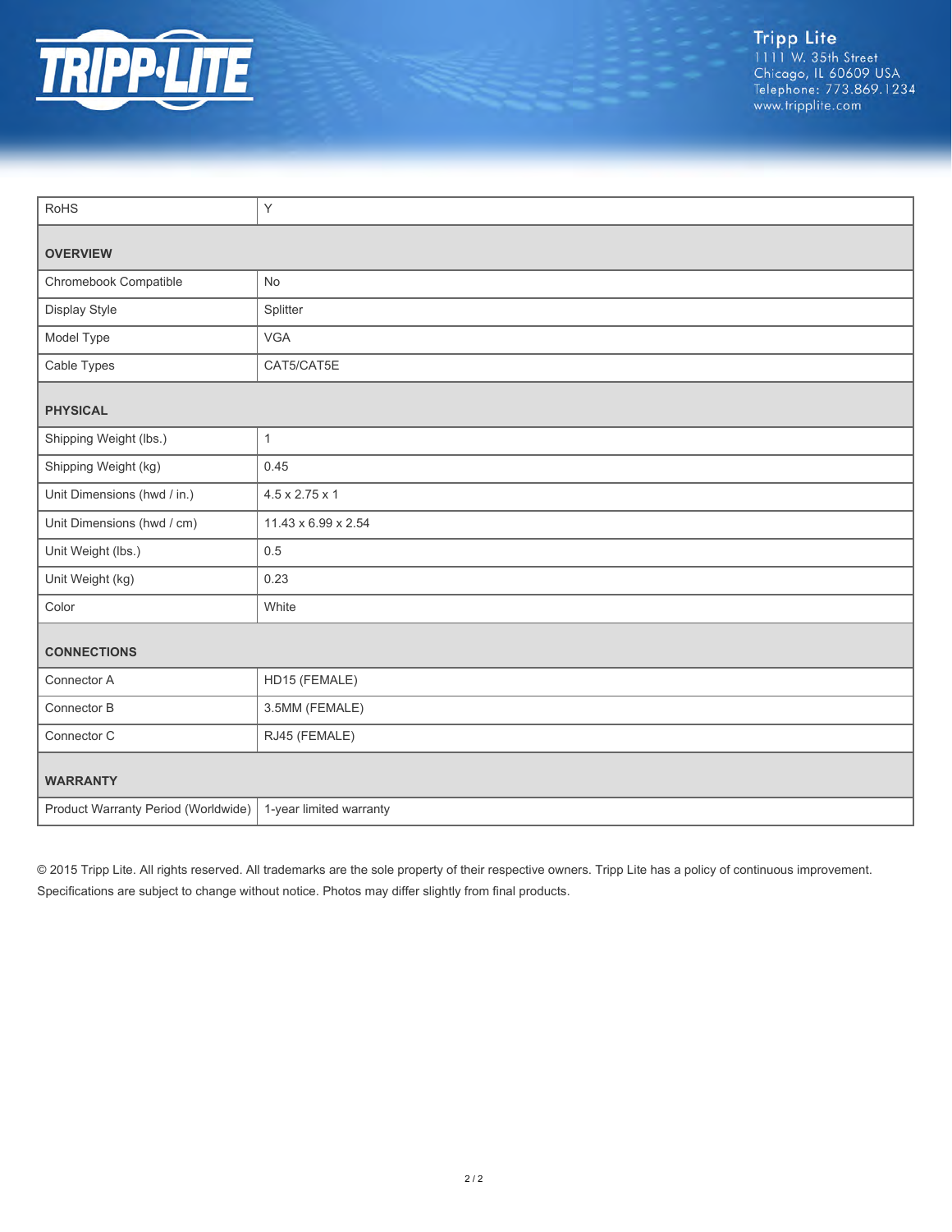Tripp Lite
1111 W. 35th Street
Chicago, IL 60609 USA
Telephone: 773.869.1234
www.tripplite.com

| | |
|---|---|
| RoHS | Y |
| **OVERVIEW** | |
| Chromebook Compatible | No |
| Display Style | Splitter |
| Model Type | VGA |
| Cable Types | CAT5/CAT5E |
| **PHYSICAL** | |
| Shipping Weight (lbs.) | 1 |
| Shipping Weight (kg) | 0.45 |
| Unit Dimensions (hwd / in.) | 4.5 x 2.75 x 1 |
| Unit Dimensions (hwd / cm) | 11.43 x 6.99 x 2.54 |
| Unit Weight (lbs.) | 0.5 |
| Unit Weight (kg) | 0.23 |
| Color | White |
| **CONNECTIONS** | |
| Connector A | HD15 (FEMALE) |
| Connector B | 3.5MM (FEMALE) |
| Connector C | RJ45 (FEMALE) |
| **WARRANTY** | |
| Product Warranty Period (Worldwide) | 1-year limited warranty |

© 2015 Tripp Lite. All rights reserved. All trademarks are the sole property of their respective owners. Tripp Lite has a policy of continuous improvement. Specifications are subject to change without notice. Photos may differ slightly from final products.